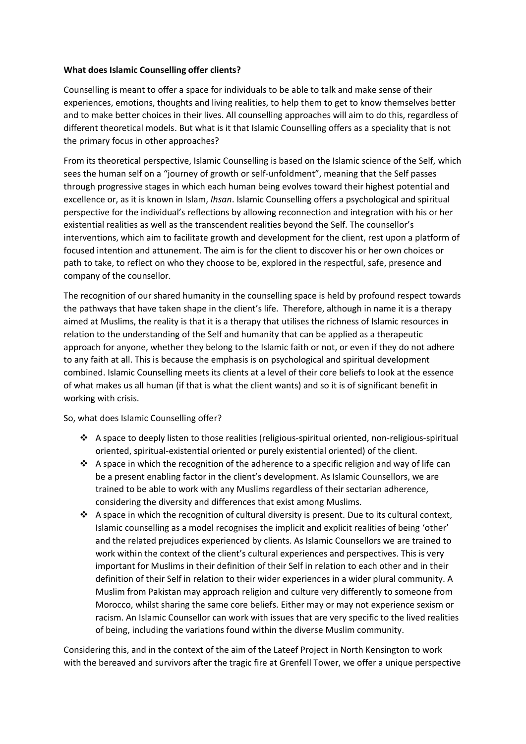**What does Islamic Counselling offer clients?**

Counselling is meant to offer a space for individuals to be able to talk and make sense of their experiences, emotions, thoughts and living realities, to help them to get to know themselves better and to make better choices in their lives. All counselling approaches will aim to do this, regardless of different theoretical models. But what is it that Islamic Counselling offers as a speciality that is not the primary focus in other approaches?

From its theoretical perspective, Islamic Counselling is based on the Islamic science of the Self, which sees the human self on a "journey of growth or self-unfoldment", meaning that the Self passes through progressive stages in which each human being evolves toward their highest potential and excellence or, as it is known in Islam, *Ihsan*. Islamic Counselling offers a psychological and spiritual perspective for the individual's reflections by allowing reconnection and integration with his or her existential realities as well as the transcendent realities beyond the Self. The counsellor's interventions, which aim to facilitate growth and development for the client, rest upon a platform of focused intention and attunement. The aim is for the client to discover his or her own choices or path to take, to reflect on who they choose to be, explored in the respectful, safe, presence and company of the counsellor.

The recognition of our shared humanity in the counselling space is held by profound respect towards the pathways that have taken shape in the client's life. Therefore, although in name it is a therapy aimed at Muslims, the reality is that it is a therapy that utilises the richness of Islamic resources in relation to the understanding of the Self and humanity that can be applied as a therapeutic approach for anyone, whether they belong to the Islamic faith or not, or even if they do not adhere to any faith at all. This is because the emphasis is on psychological and spiritual development combined. Islamic Counselling meets its clients at a level of their core beliefs to look at the essence of what makes us all human (if that is what the client wants) and so it is of significant benefit in working with crisis.

So, what does Islamic Counselling offer?

- A space to deeply listen to those realities (religious-spiritual oriented, non-religious-spiritual oriented, spiritual-existential oriented or purely existential oriented) of the client.
- A space in which the recognition of the adherence to a specific religion and way of life can be a present enabling factor in the client's development. As Islamic Counsellors, we are trained to be able to work with any Muslims regardless of their sectarian adherence, considering the diversity and differences that exist among Muslims.
- A space in which the recognition of cultural diversity is present. Due to its cultural context, Islamic counselling as a model recognises the implicit and explicit realities of being 'other' and the related prejudices experienced by clients. As Islamic Counsellors we are trained to work within the context of the client's cultural experiences and perspectives. This is very important for Muslims in their definition of their Self in relation to each other and in their definition of their Self in relation to their wider experiences in a wider plural community. A Muslim from Pakistan may approach religion and culture very differently to someone from Morocco, whilst sharing the same core beliefs. Either may or may not experience sexism or racism. An Islamic Counsellor can work with issues that are very specific to the lived realities of being, including the variations found within the diverse Muslim community.

Considering this, and in the context of the aim of the Lateef Project in North Kensington to work with the bereaved and survivors after the tragic fire at Grenfell Tower, we offer a unique perspective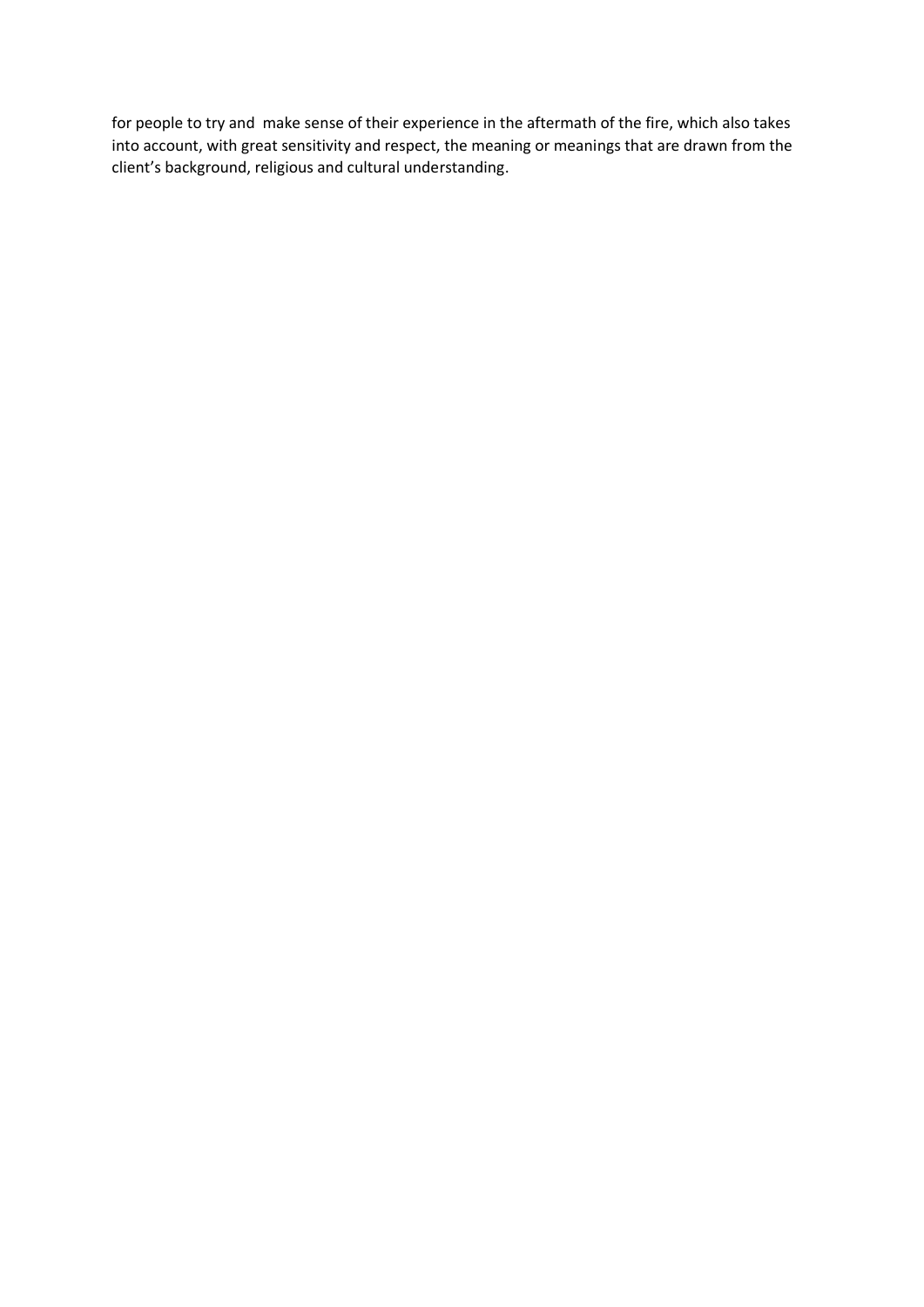for people to try and make sense of their experience in the aftermath of the fire, which also takes into account, with great sensitivity and respect, the meaning or meanings that are drawn from the client's background, religious and cultural understanding.